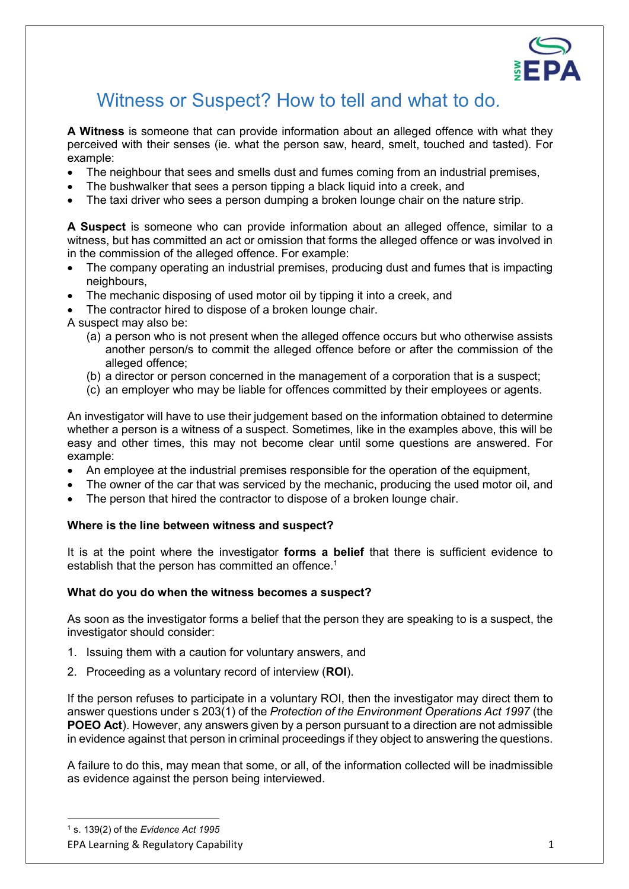# Witness or Suspect? How to tell and what to do.

**A Witness** is someone that can provide information about an alleged offence with what they perceived with their senses (ie. what the person saw, heard, smelt, touched and tasted). For example:

- The neighbour that sees and smells dust and fumes coming from an industrial premises,
- The bushwalker that sees a person tipping a black liquid into a creek, and
- The taxi driver who sees a person dumping a broken lounge chair on the nature strip.

**A Suspect** is someone who can provide information about an alleged offence, similar to a witness, but has committed an act or omission that forms the alleged offence or was involved in in the commission of the alleged offence. For example:

- The company operating an industrial premises, producing dust and fumes that is impacting neighbours,
- The mechanic disposing of used motor oil by tipping it into a creek, and
- The contractor hired to dispose of a broken lounge chair.

A suspect may also be:

(a) a person who is not present when the alleged offence occurs but who otherwise assists another person/s to commit the alleged offence before or after the commission of the alleged offence;
(b) a director or person concerned in the management of a corporation that is a suspect;
(c) an employer who may be liable for offences committed by their employees or agents.

An investigator will have to use their judgement based on the information obtained to determine whether a person is a witness of a suspect. Sometimes, like in the examples above, this will be easy and other times, this may not become clear until some questions are answered. For example:

- An employee at the industrial premises responsible for the operation of the equipment,
- The owner of the car that was serviced by the mechanic, producing the used motor oil, and
- The person that hired the contractor to dispose of a broken lounge chair.

**Where is the line between witness and suspect?**

It is at the point where the investigator **forms a belief** that there is sufficient evidence to establish that the person has committed an offence.[1]

**What do you do when the witness becomes a suspect?**

As soon as the investigator forms a belief that the person they are speaking to is a suspect, the investigator should consider:

1. Issuing them with a caution for voluntary answers, and
2. Proceeding as a voluntary record of interview (**ROI**).

If the person refuses to participate in a voluntary ROI, then the investigator may direct them to answer questions under s 203(1) of the *Protection of the Environment Operations Act 1997* (the **POEO Act**). However, any answers given by a person pursuant to a direction are not admissible in evidence against that person in criminal proceedings if they object to answering the questions.

A failure to do this, may mean that some, or all, of the information collected will be inadmissible as evidence against the person being interviewed.

[1] s. 139(2) of the *Evidence Act 1995*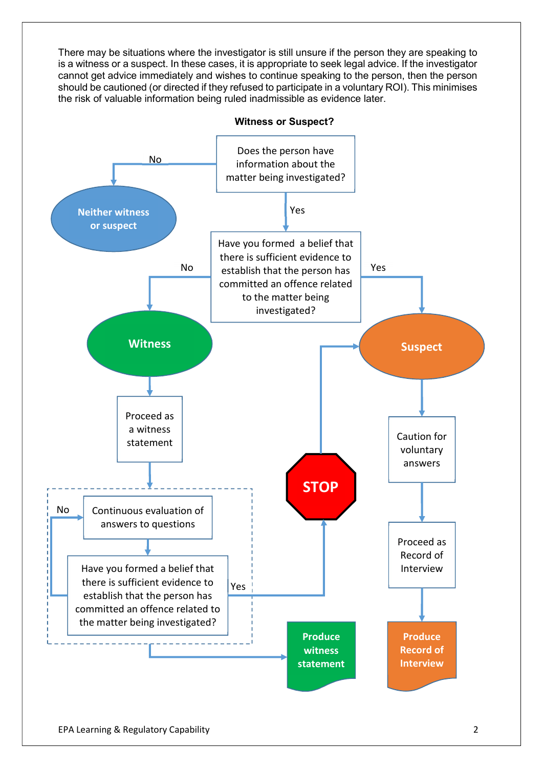There may be situations where the investigator is still unsure if the person they are speaking to is a witness or a suspect. In these cases, it is appropriate to seek legal advice. If the investigator cannot get advice immediately and wishes to continue speaking to the person, then the person should be cautioned (or directed if they refused to participate in a voluntary ROI). This minimises the risk of valuable information being ruled inadmissible as evidence later.

**Witness or Suspect?**

Does the person have information about the matter being investigated?

No

Neither witness or suspect

Yes

Have you formed a belief that there is sufficient evidence to establish that the person has committed an offence related to the matter being investigated?

No

Yes

Witness

Suspect

Proceed as a witness statement

Caution for voluntary answers

STOP

Continuous evaluation of answers to questions

No

Proceed as Record of Interview

Have you formed a belief that there is sufficient evidence to establish that the person has committed an offence related to the matter being investigated?

Yes

Produce witness statement

Produce Record of Interview

EPA Learning & Regulatory Capability